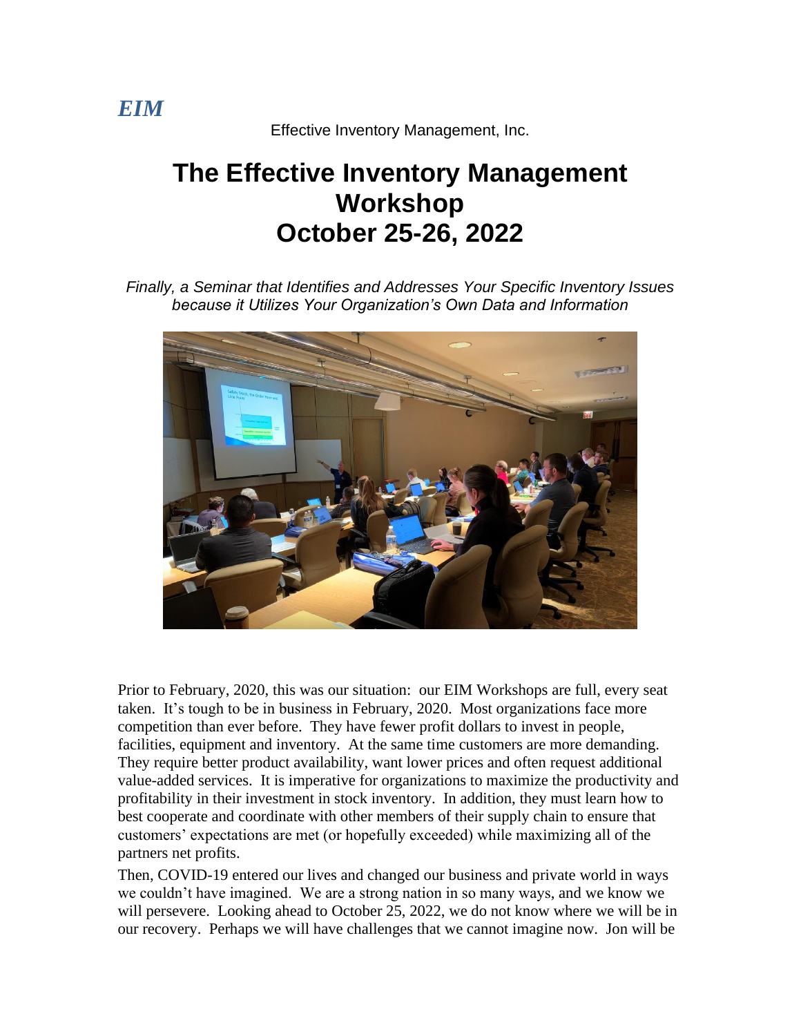*EIM*

Effective Inventory Management, Inc.

# The Effective Inventory Management Workshop
# October 25-26, 2022

*Finally, a Seminar that Identifies and Addresses Your Specific Inventory Issues because it Utilizes Your Organization's Own Data and Information*

Prior to February, 2020, this was our situation: our EIM Workshops are full, every seat taken. It's tough to be in business in February, 2020. Most organizations face more competition than ever before. They have fewer profit dollars to invest in people, facilities, equipment and inventory. At the same time customers are more demanding. They require better product availability, want lower prices and often request additional value-added services. It is imperative for organizations to maximize the productivity and profitability in their investment in stock inventory. In addition, they must learn how to best cooperate and coordinate with other members of their supply chain to ensure that customers' expectations are met (or hopefully exceeded) while maximizing all of the partners net profits.

Then, COVID-19 entered our lives and changed our business and private world in ways we couldn't have imagined. We are a strong nation in so many ways, and we know we will persevere. Looking ahead to October 25, 2022, we do not know where we will be in our recovery. Perhaps we will have challenges that we cannot imagine now. Jon will be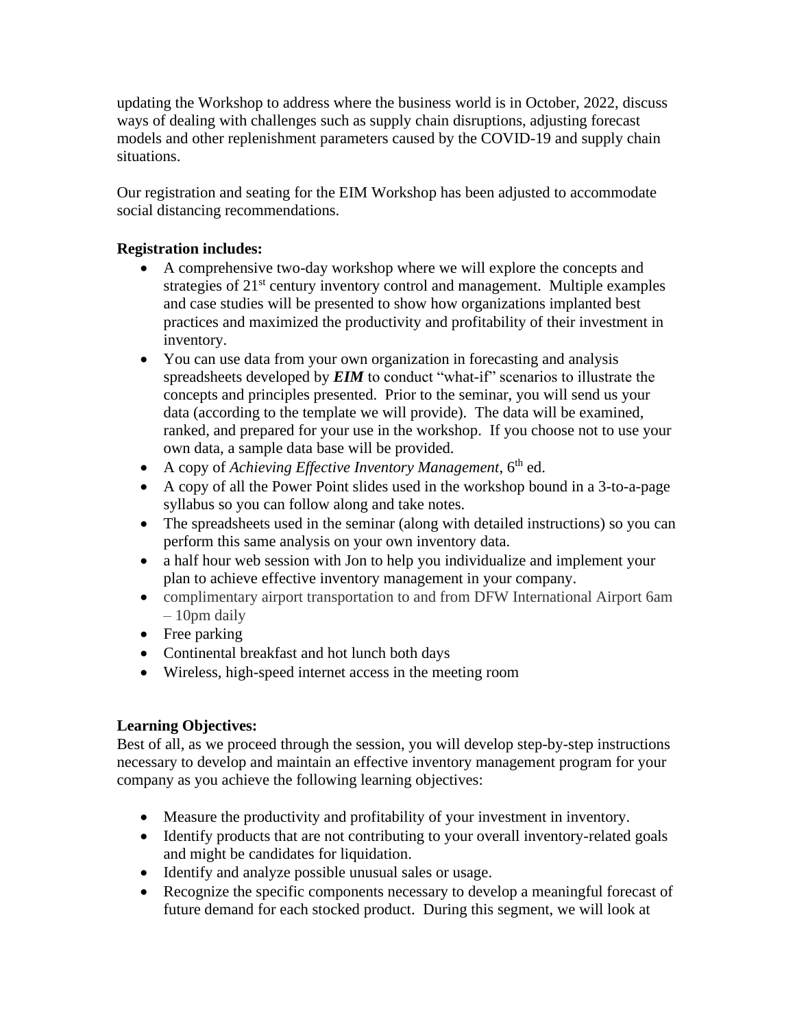updating the Workshop to address where the business world is in October, 2022, discuss ways of dealing with challenges such as supply chain disruptions, adjusting forecast models and other replenishment parameters caused by the COVID-19 and supply chain situations.

Our registration and seating for the EIM Workshop has been adjusted to accommodate social distancing recommendations.

**Registration includes:**

- A comprehensive two-day workshop where we will explore the concepts and strategies of 21st century inventory control and management. Multiple examples and case studies will be presented to show how organizations implanted best practices and maximized the productivity and profitability of their investment in inventory.
- You can use data from your own organization in forecasting and analysis spreadsheets developed by ***EIM*** to conduct "what-if" scenarios to illustrate the concepts and principles presented. Prior to the seminar, you will send us your data (according to the template we will provide). The data will be examined, ranked, and prepared for your use in the workshop. If you choose not to use your own data, a sample data base will be provided.
- A copy of *Achieving Effective Inventory Management*, 6th ed.
- A copy of all the Power Point slides used in the workshop bound in a 3-to-a-page syllabus so you can follow along and take notes.
- The spreadsheets used in the seminar (along with detailed instructions) so you can perform this same analysis on your own inventory data.
- a half hour web session with Jon to help you individualize and implement your plan to achieve effective inventory management in your company.
- complimentary airport transportation to and from DFW International Airport 6am – 10pm daily
- Free parking
- Continental breakfast and hot lunch both days
- Wireless, high-speed internet access in the meeting room

**Learning Objectives:**

Best of all, as we proceed through the session, you will develop step-by-step instructions necessary to develop and maintain an effective inventory management program for your company as you achieve the following learning objectives:

- Measure the productivity and profitability of your investment in inventory.
- Identify products that are not contributing to your overall inventory-related goals and might be candidates for liquidation.
- Identify and analyze possible unusual sales or usage.
- Recognize the specific components necessary to develop a meaningful forecast of future demand for each stocked product. During this segment, we will look at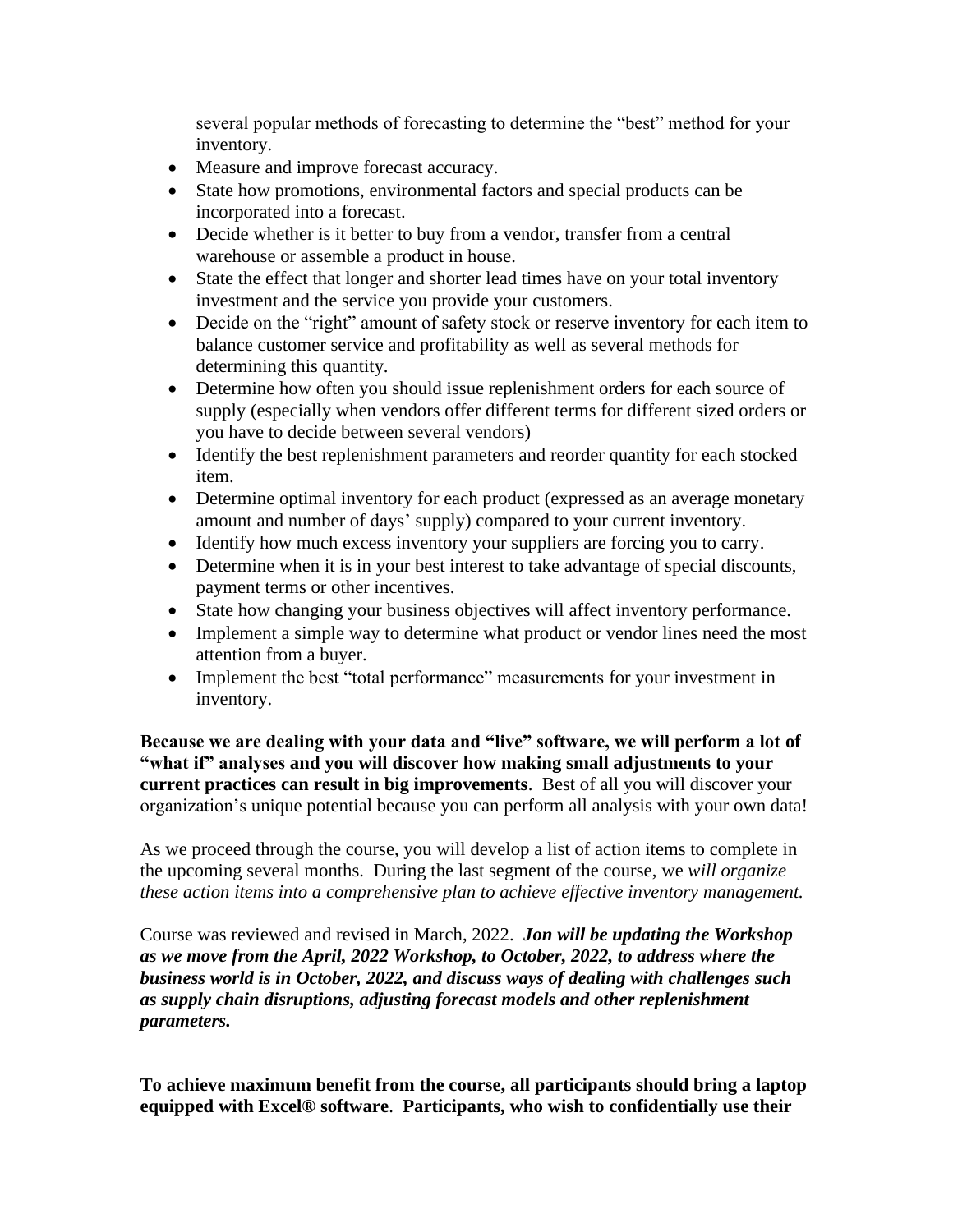several popular methods of forecasting to determine the "best" method for your inventory.

- Measure and improve forecast accuracy.
- State how promotions, environmental factors and special products can be incorporated into a forecast.
- Decide whether is it better to buy from a vendor, transfer from a central warehouse or assemble a product in house.
- State the effect that longer and shorter lead times have on your total inventory investment and the service you provide your customers.
- Decide on the "right" amount of safety stock or reserve inventory for each item to balance customer service and profitability as well as several methods for determining this quantity.
- Determine how often you should issue replenishment orders for each source of supply (especially when vendors offer different terms for different sized orders or you have to decide between several vendors)
- Identify the best replenishment parameters and reorder quantity for each stocked item.
- Determine optimal inventory for each product (expressed as an average monetary amount and number of days' supply) compared to your current inventory.
- Identify how much excess inventory your suppliers are forcing you to carry.
- Determine when it is in your best interest to take advantage of special discounts, payment terms or other incentives.
- State how changing your business objectives will affect inventory performance.
- Implement a simple way to determine what product or vendor lines need the most attention from a buyer.
- Implement the best "total performance" measurements for your investment in inventory.

**Because we are dealing with your data and "live" software, we will perform a lot of "what if" analyses and you will discover how making small adjustments to your current practices can result in big improvements**. Best of all you will discover your organization's unique potential because you can perform all analysis with your own data!

As we proceed through the course, you will develop a list of action items to complete in the upcoming several months. During the last segment of the course, we *will organize these action items into a comprehensive plan to achieve effective inventory management.*

Course was reviewed and revised in March, 2022. ***Jon will be updating the Workshop as we move from the April, 2022 Workshop, to October, 2022, to address where the business world is in October, 2022, and discuss ways of dealing with challenges such as supply chain disruptions, adjusting forecast models and other replenishment parameters.***

**To achieve maximum benefit from the course, all participants should bring a laptop equipped with Excel® software**. **Participants, who wish to confidentially use their**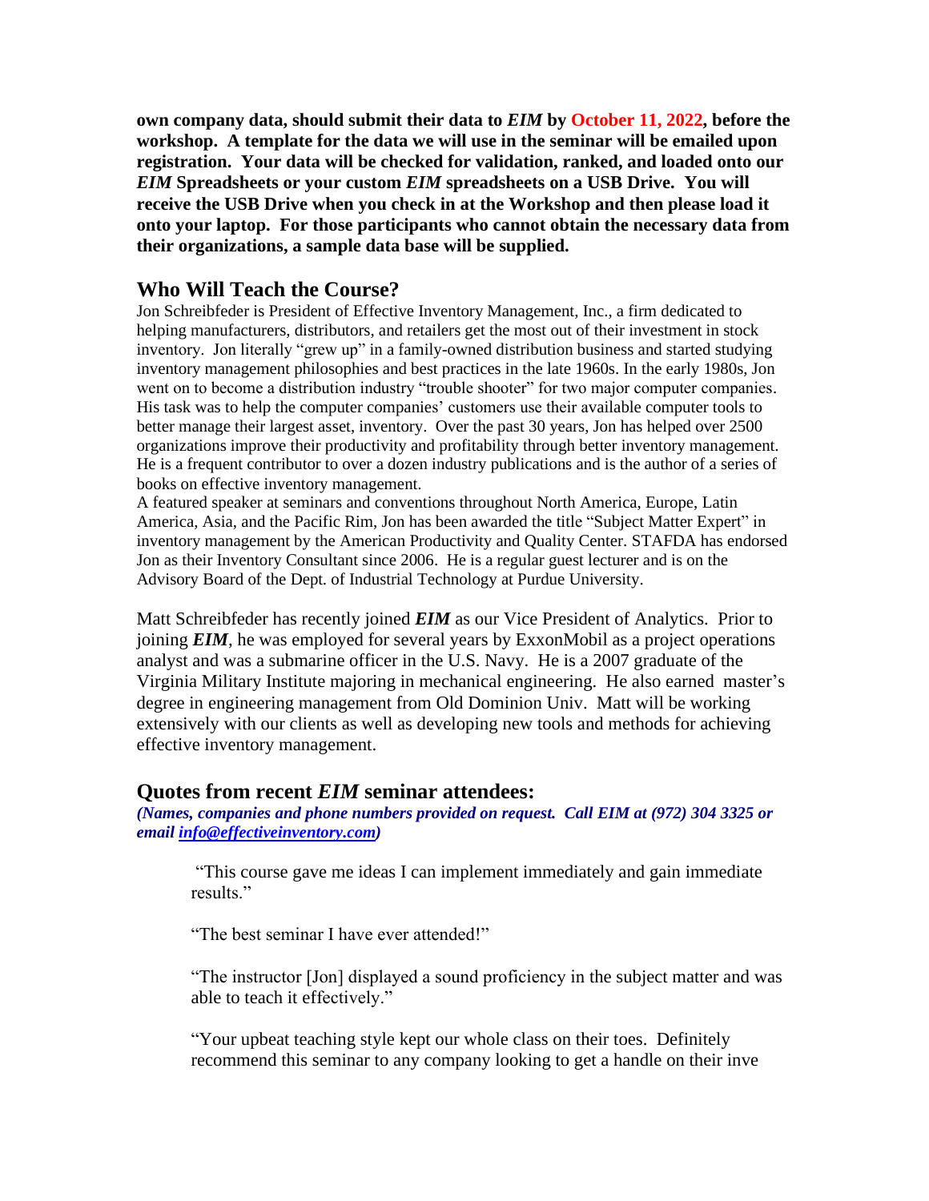**own company data, should submit their data to *EIM* by October 11, 2022, before the workshop. A template for the data we will use in the seminar will be emailed upon registration. Your data will be checked for validation, ranked, and loaded onto our *EIM* Spreadsheets or your custom *EIM* spreadsheets on a USB Drive. You will receive the USB Drive when you check in at the Workshop and then please load it onto your laptop. For those participants who cannot obtain the necessary data from their organizations, a sample data base will be supplied.**

## Who Will Teach the Course?

Jon Schreibfeder is President of Effective Inventory Management, Inc., a firm dedicated to helping manufacturers, distributors, and retailers get the most out of their investment in stock inventory. Jon literally "grew up" in a family-owned distribution business and started studying inventory management philosophies and best practices in the late 1960s. In the early 1980s, Jon went on to become a distribution industry "trouble shooter" for two major computer companies. His task was to help the computer companies' customers use their available computer tools to better manage their largest asset, inventory. Over the past 30 years, Jon has helped over 2500 organizations improve their productivity and profitability through better inventory management. He is a frequent contributor to over a dozen industry publications and is the author of a series of books on effective inventory management.

A featured speaker at seminars and conventions throughout North America, Europe, Latin America, Asia, and the Pacific Rim, Jon has been awarded the title "Subject Matter Expert" in inventory management by the American Productivity and Quality Center. STAFDA has endorsed Jon as their Inventory Consultant since 2006. He is a regular guest lecturer and is on the Advisory Board of the Dept. of Industrial Technology at Purdue University.

Matt Schreibfeder has recently joined ***EIM*** as our Vice President of Analytics. Prior to joining ***EIM***, he was employed for several years by ExxonMobil as a project operations analyst and was a submarine officer in the U.S. Navy. He is a 2007 graduate of the Virginia Military Institute majoring in mechanical engineering. He also earned master's degree in engineering management from Old Dominion Univ. Matt will be working extensively with our clients as well as developing new tools and methods for achieving effective inventory management.

## Quotes from recent *EIM* seminar attendees:

***(Names, companies and phone numbers provided on request. Call EIM at (972) 304 3325 or email info@effectiveinventory.com)***

> "This course gave me ideas I can implement immediately and gain immediate results."
>
> "The best seminar I have ever attended!"
>
> "The instructor [Jon] displayed a sound proficiency in the subject matter and was able to teach it effectively."
>
> "Your upbeat teaching style kept our whole class on their toes. Definitely recommend this seminar to any company looking to get a handle on their inve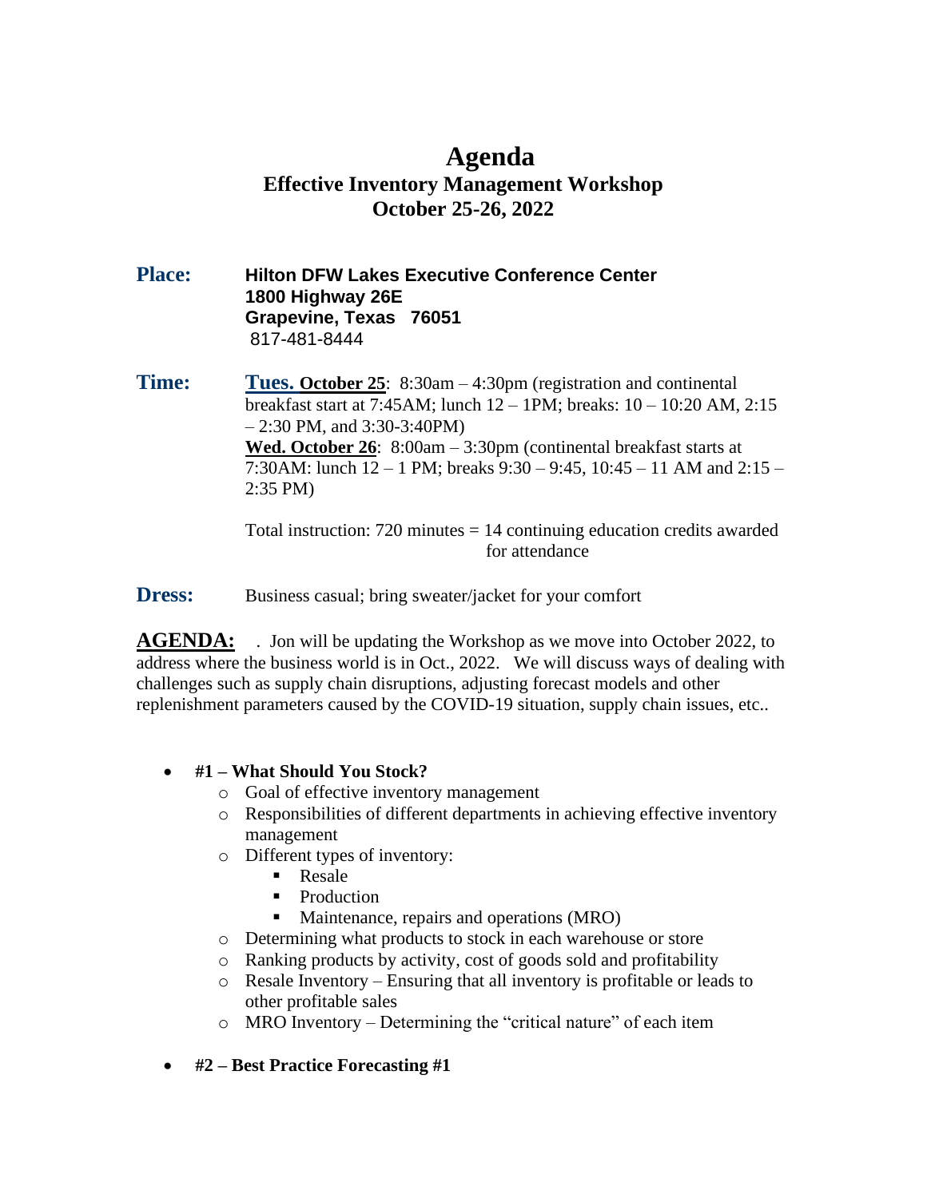# Agenda

## Effective Inventory Management Workshop
## October 25-26, 2022

**Place:** **Hilton DFW Lakes Executive Conference Center**
**1800 Highway 26E**
**Grapevine, Texas 76051**
817-481-8444

**Time:** **Tues. October 25**: 8:30am – 4:30pm (registration and continental breakfast start at 7:45AM; lunch 12 – 1PM; breaks: 10 – 10:20 AM, 2:15 – 2:30 PM, and 3:30-3:40PM)
**Wed. October 26**: 8:00am – 3:30pm (continental breakfast starts at 7:30AM: lunch 12 – 1 PM; breaks 9:30 – 9:45, 10:45 – 11 AM and 2:15 – 2:35 PM)

Total instruction: 720 minutes = 14 continuing education credits awarded for attendance

**Dress:** Business casual; bring sweater/jacket for your comfort

**AGENDA:** . Jon will be updating the Workshop as we move into October 2022, to address where the business world is in Oct., 2022. We will discuss ways of dealing with challenges such as supply chain disruptions, adjusting forecast models and other replenishment parameters caused by the COVID-19 situation, supply chain issues, etc..

- **#1 – What Should You Stock?**
  - Goal of effective inventory management
  - Responsibilities of different departments in achieving effective inventory management
  - Different types of inventory:
    - Resale
    - Production
    - Maintenance, repairs and operations (MRO)
  - Determining what products to stock in each warehouse or store
  - Ranking products by activity, cost of goods sold and profitability
  - Resale Inventory – Ensuring that all inventory is profitable or leads to other profitable sales
  - MRO Inventory – Determining the "critical nature" of each item
- **#2 – Best Practice Forecasting #1**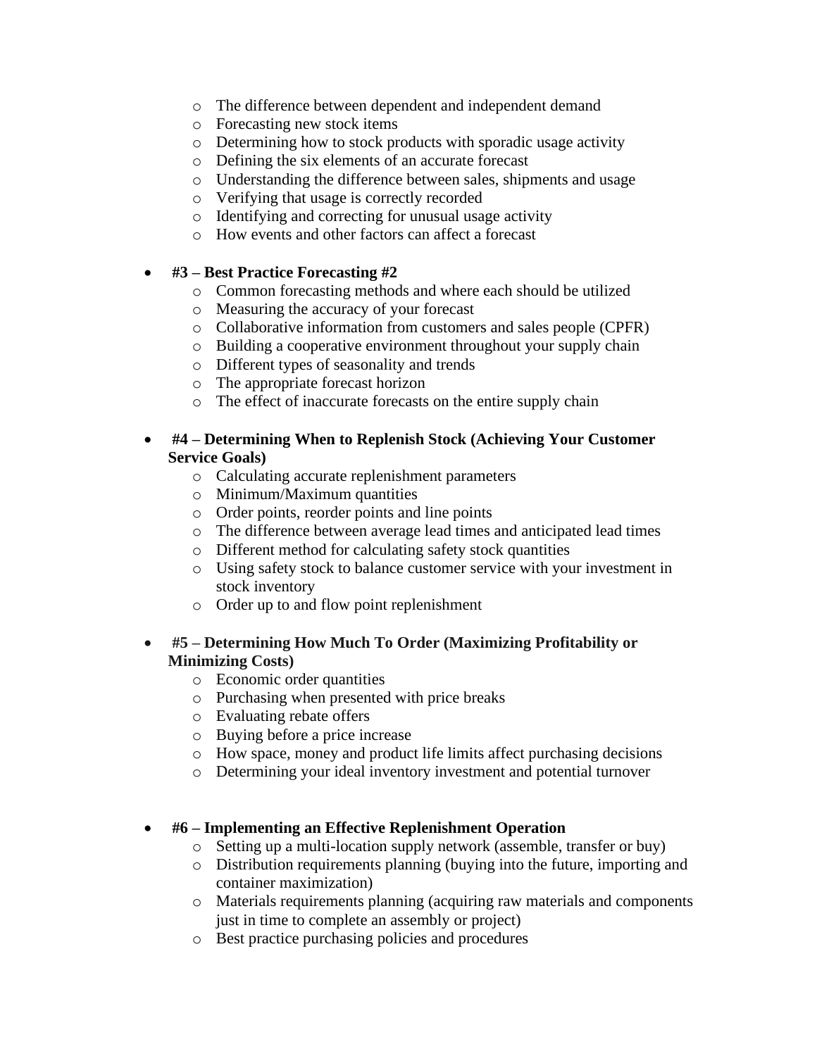- The difference between dependent and independent demand
  - Forecasting new stock items
  - Determining how to stock products with sporadic usage activity
  - Defining the six elements of an accurate forecast
  - Understanding the difference between sales, shipments and usage
  - Verifying that usage is correctly recorded
  - Identifying and correcting for unusual usage activity
  - How events and other factors can affect a forecast

- **#3 – Best Practice Forecasting #2**
  - Common forecasting methods and where each should be utilized
  - Measuring the accuracy of your forecast
  - Collaborative information from customers and sales people (CPFR)
  - Building a cooperative environment throughout your supply chain
  - Different types of seasonality and trends
  - The appropriate forecast horizon
  - The effect of inaccurate forecasts on the entire supply chain

- **#4 – Determining When to Replenish Stock (Achieving Your Customer Service Goals)**
  - Calculating accurate replenishment parameters
  - Minimum/Maximum quantities
  - Order points, reorder points and line points
  - The difference between average lead times and anticipated lead times
  - Different method for calculating safety stock quantities
  - Using safety stock to balance customer service with your investment in stock inventory
  - Order up to and flow point replenishment

- **#5 – Determining How Much To Order (Maximizing Profitability or Minimizing Costs)**
  - Economic order quantities
  - Purchasing when presented with price breaks
  - Evaluating rebate offers
  - Buying before a price increase
  - How space, money and product life limits affect purchasing decisions
  - Determining your ideal inventory investment and potential turnover

- **#6 – Implementing an Effective Replenishment Operation**
  - Setting up a multi-location supply network (assemble, transfer or buy)
  - Distribution requirements planning (buying into the future, importing and container maximization)
  - Materials requirements planning (acquiring raw materials and components just in time to complete an assembly or project)
  - Best practice purchasing policies and procedures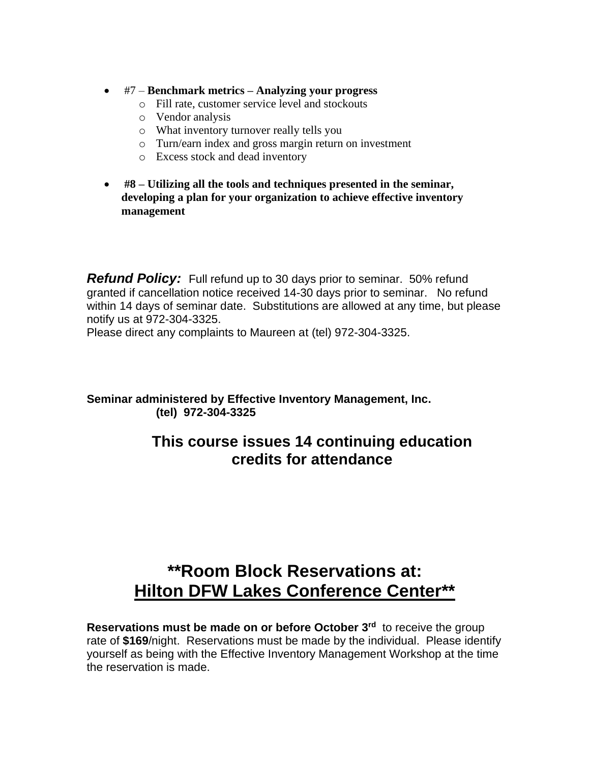- #7 – **Benchmark metrics – Analyzing your progress**
  - Fill rate, customer service level and stockouts
  - Vendor analysis
  - What inventory turnover really tells you
  - Turn/earn index and gross margin return on investment
  - Excess stock and dead inventory

- **#8 – Utilizing all the tools and techniques presented in the seminar, developing a plan for your organization to achieve effective inventory management**

***Refund Policy:*** Full refund up to 30 days prior to seminar. 50% refund granted if cancellation notice received 14-30 days prior to seminar. No refund within 14 days of seminar date. Substitutions are allowed at any time, but please notify us at 972-304-3325.
Please direct any complaints to Maureen at (tel) 972-304-3325.

**Seminar administered by Effective Inventory Management, Inc.**
**(tel) 972-304-3325**

## This course issues 14 continuing education credits for attendance

# **Room Block Reservations at: Hilton DFW Lakes Conference Center**

**Reservations must be made on or before October 3rd** to receive the group rate of **$169**/night. Reservations must be made by the individual. Please identify yourself as being with the Effective Inventory Management Workshop at the time the reservation is made.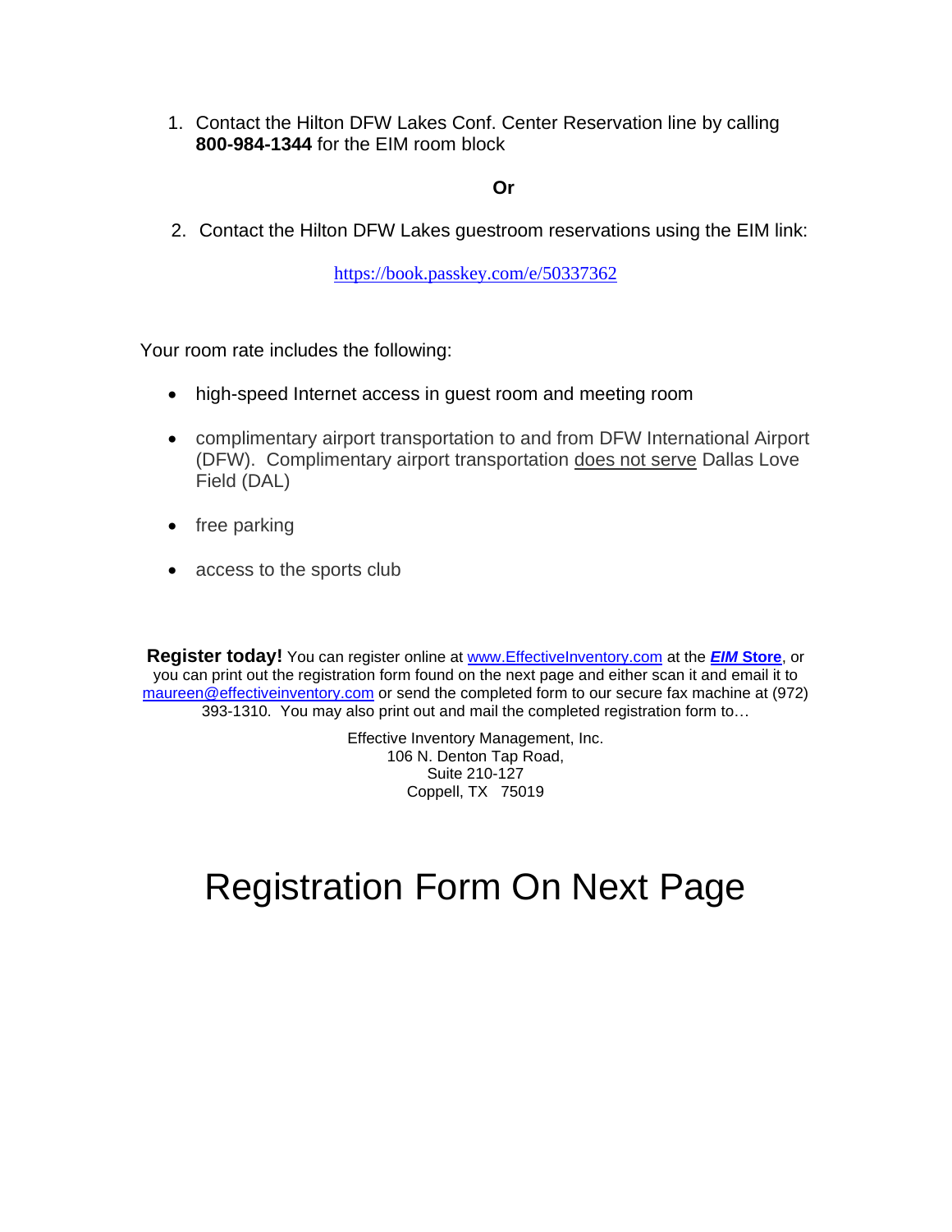1. Contact the Hilton DFW Lakes Conf. Center Reservation line by calling **800-984-1344** for the EIM room block

**Or**

2. Contact the Hilton DFW Lakes guestroom reservations using the EIM link:

https://book.passkey.com/e/50337362

Your room rate includes the following:

- high-speed Internet access in guest room and meeting room
- complimentary airport transportation to and from DFW International Airport (DFW). Complimentary airport transportation does not serve Dallas Love Field (DAL)
- free parking
- access to the sports club

**Register today!** You can register online at www.EffectiveInventory.com at the ***EIM* Store**, or you can print out the registration form found on the next page and either scan it and email it to maureen@effectiveinventory.com or send the completed form to our secure fax machine at (972) 393-1310. You may also print out and mail the completed registration form to…

Effective Inventory Management, Inc.
106 N. Denton Tap Road,
Suite 210-127
Coppell, TX 75019

# Registration Form On Next Page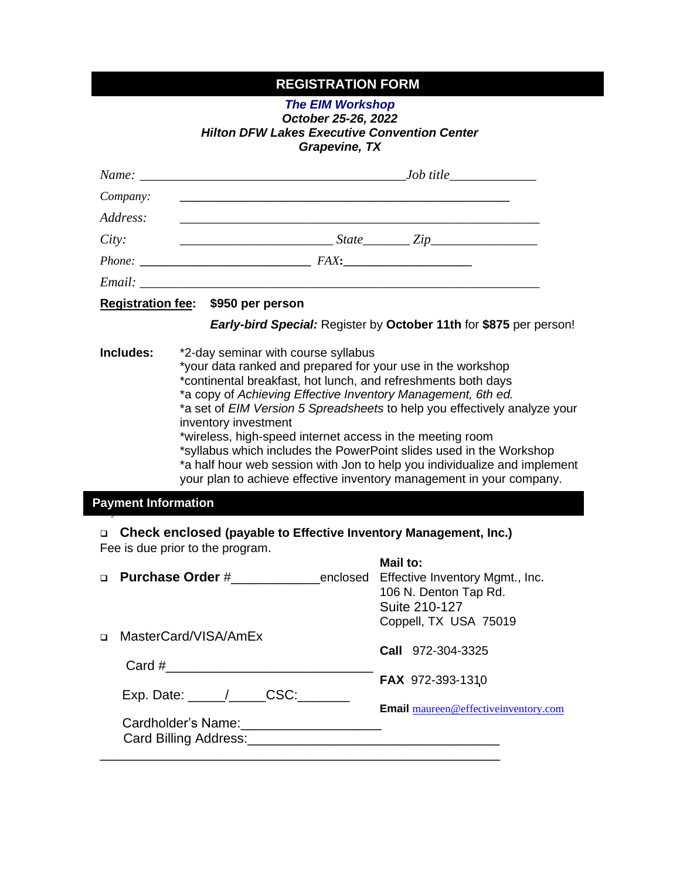## REGISTRATION FORM

***The EIM Workshop***
***October 25-26, 2022***
***Hilton DFW Lakes Executive Convention Center***
***Grapevine, TX***

*Name:* ________________________________________*Job title*_____________

*Company:* ___________________________________________________

*Address:* ____________________________________________________

*City:* _______________________ *State*_______ *Zip*________________

*Phone:* __________________________ *FAX:*___________________

*Email:* _____________________________________________________________

**Registration fee:** **$950 per person**

***Early-bird Special:*** Register by **October 11th** for **$875** per person!

**Includes:**
*2-day seminar with course syllabus
*your data ranked and prepared for your use in the workshop
*continental breakfast, hot lunch, and refreshments both days
*a copy of *Achieving Effective Inventory Management, 6th ed.*
*a set of *EIM Version 5 Spreadsheets* to help you effectively analyze your inventory investment
*wireless, high-speed internet access in the meeting room
*syllabus which includes the PowerPoint slides used in the Workshop
*a half hour web session with Jon to help you individualize and implement your plan to achieve effective inventory management in your company.

## Payment Information

- ❑ **Check enclosed (payable to Effective Inventory Management, Inc.)**
Fee is due prior to the program.

- ❑ **Purchase Order** #____________enclosed

- ❑ MasterCard/VISA/AmEx

Card #____________________________

Exp. Date: _____/_____CSC:_______

Cardholder's Name:___________________
Card Billing Address:_________________________________
_____________________________________________________________

**Mail to:**
Effective Inventory Mgmt., Inc.
106 N. Denton Tap Rd.
Suite 210-127
Coppell, TX USA 75019

**Call** 972-304-3325

**FAX** 972-393-1310

**Email** maureen@effectiveinventory.com